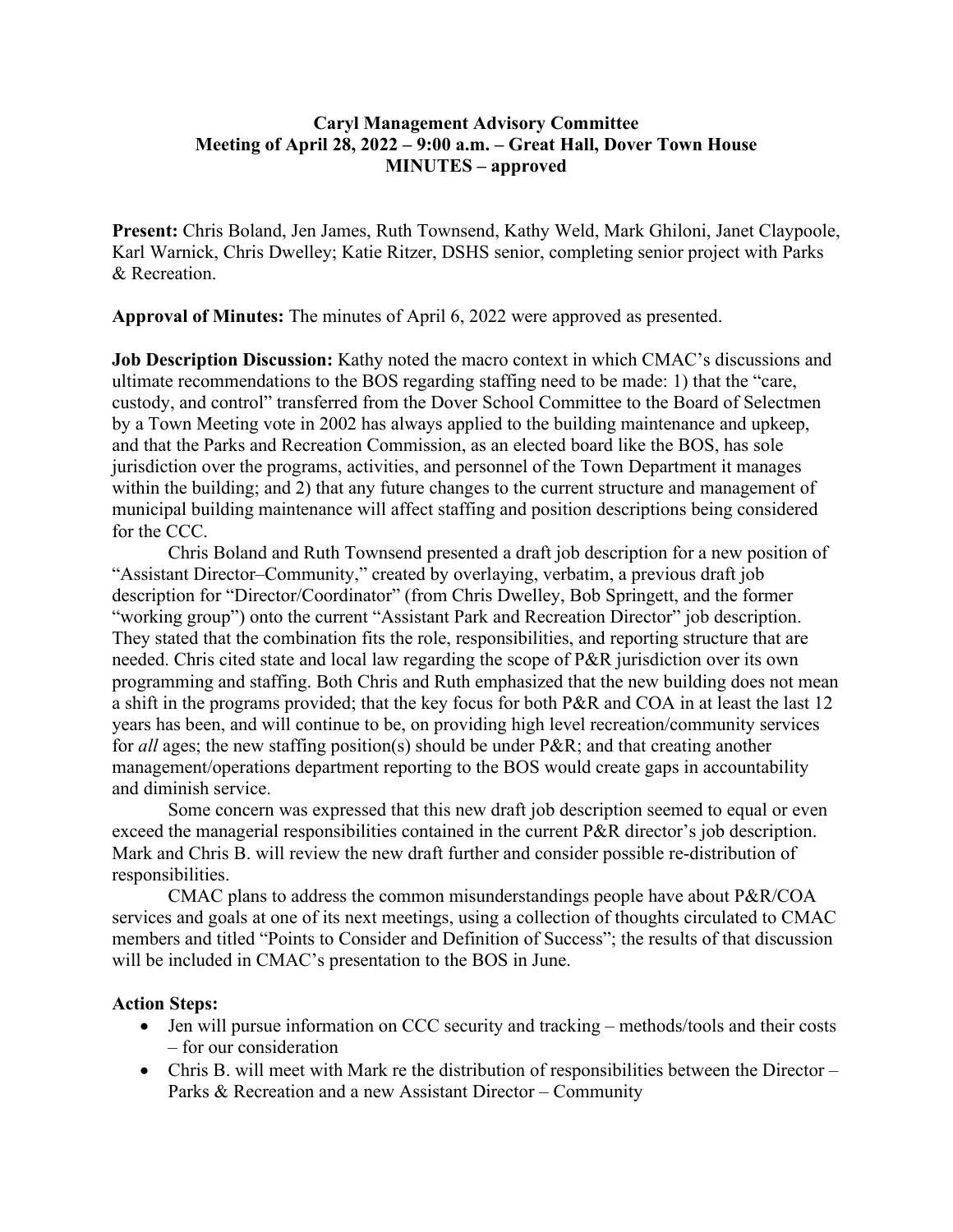**Caryl Management Advisory Committee**
**Meeting of April 28, 2022 – 9:00 a.m. – Great Hall, Dover Town House**
**MINUTES – approved**

**Present:** Chris Boland, Jen James, Ruth Townsend, Kathy Weld, Mark Ghiloni, Janet Claypoole, Karl Warnick, Chris Dwelley; Katie Ritzer, DSHS senior, completing senior project with Parks & Recreation.

**Approval of Minutes:** The minutes of April 6, 2022 were approved as presented.

**Job Description Discussion:** Kathy noted the macro context in which CMAC's discussions and ultimate recommendations to the BOS regarding staffing need to be made: 1) that the "care, custody, and control" transferred from the Dover School Committee to the Board of Selectmen by a Town Meeting vote in 2002 has always applied to the building maintenance and upkeep, and that the Parks and Recreation Commission, as an elected board like the BOS, has sole jurisdiction over the programs, activities, and personnel of the Town Department it manages within the building; and 2) that any future changes to the current structure and management of municipal building maintenance will affect staffing and position descriptions being considered for the CCC.

Chris Boland and Ruth Townsend presented a draft job description for a new position of "Assistant Director–Community," created by overlaying, verbatim, a previous draft job description for "Director/Coordinator" (from Chris Dwelley, Bob Springett, and the former "working group") onto the current "Assistant Park and Recreation Director" job description. They stated that the combination fits the role, responsibilities, and reporting structure that are needed. Chris cited state and local law regarding the scope of P&R jurisdiction over its own programming and staffing. Both Chris and Ruth emphasized that the new building does not mean a shift in the programs provided; that the key focus for both P&R and COA in at least the last 12 years has been, and will continue to be, on providing high level recreation/community services for *all* ages; the new staffing position(s) should be under P&R; and that creating another management/operations department reporting to the BOS would create gaps in accountability and diminish service.

Some concern was expressed that this new draft job description seemed to equal or even exceed the managerial responsibilities contained in the current P&R director's job description. Mark and Chris B. will review the new draft further and consider possible re-distribution of responsibilities.

CMAC plans to address the common misunderstandings people have about P&R/COA services and goals at one of its next meetings, using a collection of thoughts circulated to CMAC members and titled "Points to Consider and Definition of Success"; the results of that discussion will be included in CMAC's presentation to the BOS in June.

**Action Steps:**

- Jen will pursue information on CCC security and tracking – methods/tools and their costs – for our consideration
- Chris B. will meet with Mark re the distribution of responsibilities between the Director – Parks & Recreation and a new Assistant Director – Community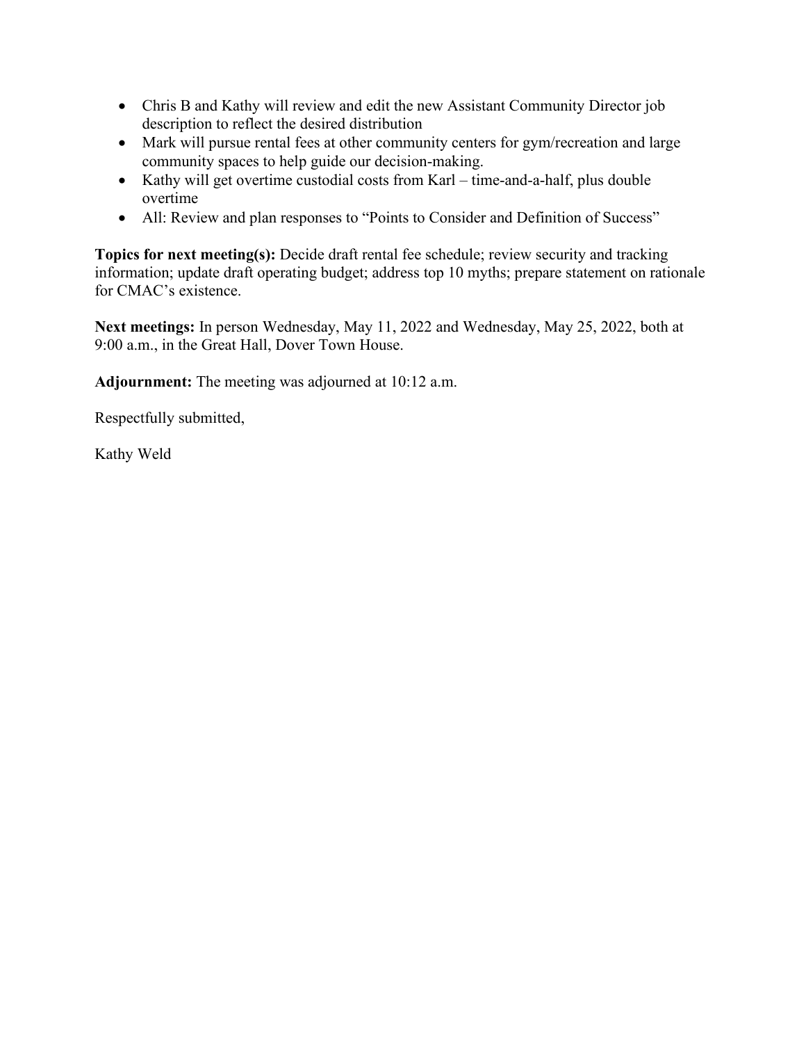- Chris B and Kathy will review and edit the new Assistant Community Director job description to reflect the desired distribution
- Mark will pursue rental fees at other community centers for gym/recreation and large community spaces to help guide our decision-making.
- Kathy will get overtime custodial costs from Karl – time-and-a-half, plus double overtime
- All: Review and plan responses to "Points to Consider and Definition of Success"

**Topics for next meeting(s):** Decide draft rental fee schedule; review security and tracking information; update draft operating budget; address top 10 myths; prepare statement on rationale for CMAC's existence.

**Next meetings:** In person Wednesday, May 11, 2022 and Wednesday, May 25, 2022, both at 9:00 a.m., in the Great Hall, Dover Town House.

**Adjournment:** The meeting was adjourned at 10:12 a.m.

Respectfully submitted,

Kathy Weld